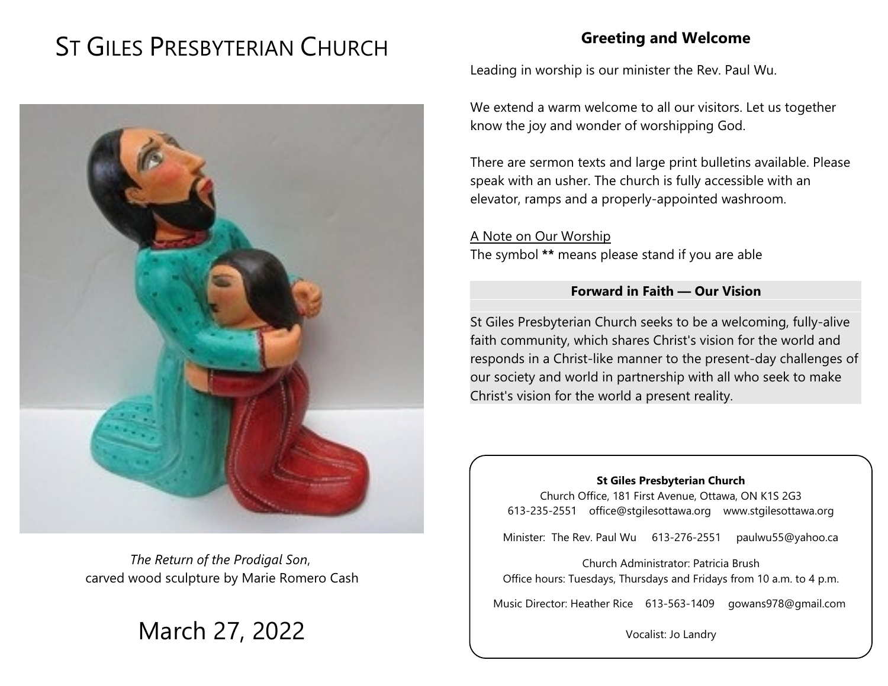# ST GILES PRESBYTERIAN CHURCH

*The Return of the Prodigal Son*,
carved wood sculpture by Marie Romero Cash

March 27, 2022

## Greeting and Welcome

Leading in worship is our minister the Rev. Paul Wu.

We extend a warm welcome to all our visitors. Let us together know the joy and wonder of worshipping God.

There are sermon texts and large print bulletins available. Please speak with an usher. The church is fully accessible with an elevator, ramps and a properly-appointed washroom.

A Note on Our Worship
The symbol **\*\*** means please stand if you are able

### Forward in Faith — Our Vision

St Giles Presbyterian Church seeks to be a welcoming, fully-alive faith community, which shares Christ's vision for the world and responds in a Christ-like manner to the present-day challenges of our society and world in partnership with all who seek to make Christ's vision for the world a present reality.

**St Giles Presbyterian Church**
Church Office, 181 First Avenue, Ottawa, ON K1S 2G3
613-235-2551 office@stgilesottawa.org www.stgilesottawa.org

Minister: The Rev. Paul Wu 613-276-2551 paulwu55@yahoo.ca

Church Administrator: Patricia Brush
Office hours: Tuesdays, Thursdays and Fridays from 10 a.m. to 4 p.m.

Music Director: Heather Rice 613-563-1409 gowans978@gmail.com

Vocalist: Jo Landry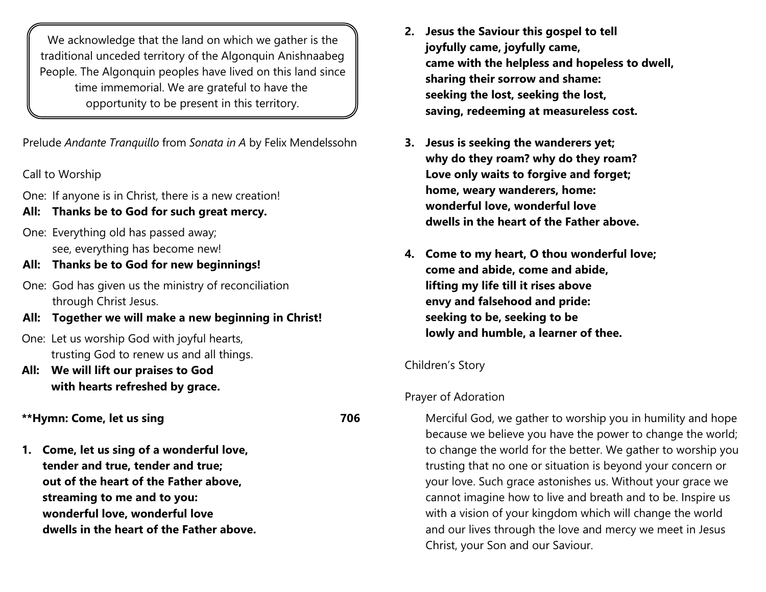We acknowledge that the land on which we gather is the traditional unceded territory of the Algonquin Anishnaabeg People. The Algonquin peoples have lived on this land since time immemorial. We are grateful to have the opportunity to be present in this territory.

Prelude *Andante Tranquillo* from *Sonata in A* by Felix Mendelssohn

Call to Worship

One: If anyone is in Christ, there is a new creation!
**All: Thanks be to God for such great mercy.**

One: Everything old has passed away;
see, everything has become new!
**All: Thanks be to God for new beginnings!**

One: God has given us the ministry of reconciliation
through Christ Jesus.
**All: Together we will make a new beginning in Christ!**

One: Let us worship God with joyful hearts,
trusting God to renew us and all things.
**All: We will lift our praises to God
with hearts refreshed by grace.**

**\*\*Hymn: Come, let us sing 706**

**1. Come, let us sing of a wonderful love,
tender and true, tender and true;
out of the heart of the Father above,
streaming to me and to you:
wonderful love, wonderful love
dwells in the heart of the Father above.**

**2. Jesus the Saviour this gospel to tell
joyfully came, joyfully came,
came with the helpless and hopeless to dwell,
sharing their sorrow and shame:
seeking the lost, seeking the lost,
saving, redeeming at measureless cost.**

**3. Jesus is seeking the wanderers yet;
why do they roam? why do they roam?
Love only waits to forgive and forget;
home, weary wanderers, home:
wonderful love, wonderful love
dwells in the heart of the Father above.**

**4. Come to my heart, O thou wonderful love;
come and abide, come and abide,
lifting my life till it rises above
envy and falsehood and pride:
seeking to be, seeking to be
lowly and humble, a learner of thee.**

Children's Story

Prayer of Adoration

Merciful God, we gather to worship you in humility and hope because we believe you have the power to change the world; to change the world for the better. We gather to worship you trusting that no one or situation is beyond your concern or your love. Such grace astonishes us. Without your grace we cannot imagine how to live and breath and to be. Inspire us with a vision of your kingdom which will change the world and our lives through the love and mercy we meet in Jesus Christ, your Son and our Saviour.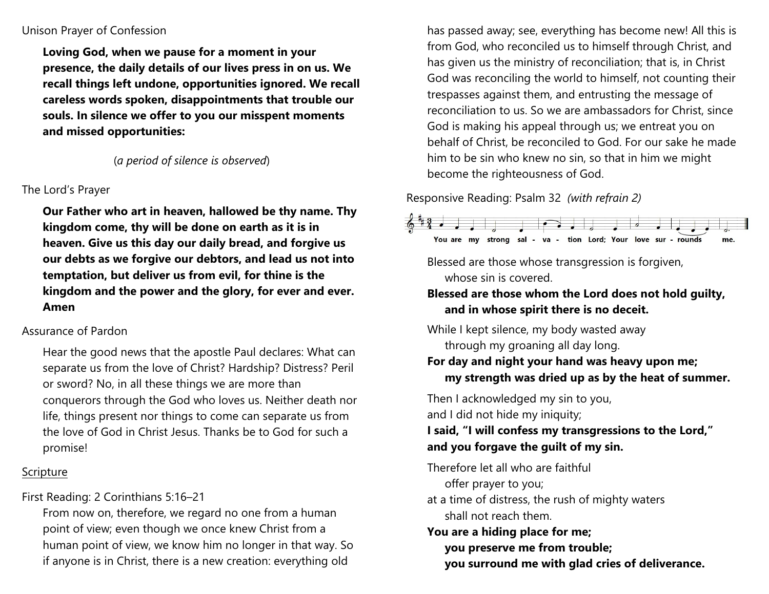Unison Prayer of Confession

**Loving God, when we pause for a moment in your presence, the daily details of our lives press in on us. We recall things left undone, opportunities ignored. We recall careless words spoken, disappointments that trouble our souls. In silence we offer to you our misspent moments and missed opportunities:**

(*a period of silence is observed*)

The Lord's Prayer

**Our Father who art in heaven, hallowed be thy name. Thy kingdom come, thy will be done on earth as it is in heaven. Give us this day our daily bread, and forgive us our debts as we forgive our debtors, and lead us not into temptation, but deliver us from evil, for thine is the kingdom and the power and the glory, for ever and ever. Amen**

Assurance of Pardon

Hear the good news that the apostle Paul declares: What can separate us from the love of Christ? Hardship? Distress? Peril or sword? No, in all these things we are more than conquerors through the God who loves us. Neither death nor life, things present nor things to come can separate us from the love of God in Christ Jesus. Thanks be to God for such a promise!

## Scripture

First Reading: 2 Corinthians 5:16–21

From now on, therefore, we regard no one from a human point of view; even though we once knew Christ from a human point of view, we know him no longer in that way. So if anyone is in Christ, there is a new creation: everything old has passed away; see, everything has become new! All this is from God, who reconciled us to himself through Christ, and has given us the ministry of reconciliation; that is, in Christ God was reconciling the world to himself, not counting their trespasses against them, and entrusting the message of reconciliation to us. So we are ambassadors for Christ, since God is making his appeal through us; we entreat you on behalf of Christ, be reconciled to God. For our sake he made him to be sin who knew no sin, so that in him we might become the righteousness of God.

Responsive Reading: Psalm 32 *(with refrain 2)*

You are my strong sal - va - tion Lord; Your love sur - rounds me.

Blessed are those whose transgression is forgiven,
whose sin is covered.
**Blessed are those whom the Lord does not hold guilty,**
**and in whose spirit there is no deceit.**

While I kept silence, my body wasted away
through my groaning all day long.
**For day and night your hand was heavy upon me;**
**my strength was dried up as by the heat of summer.**

Then I acknowledged my sin to you,
and I did not hide my iniquity;
**I said, "I will confess my transgressions to the Lord,"**
**and you forgave the guilt of my sin.**

Therefore let all who are faithful
offer prayer to you;
at a time of distress, the rush of mighty waters
shall not reach them.
**You are a hiding place for me;**
**you preserve me from trouble;**
**you surround me with glad cries of deliverance.**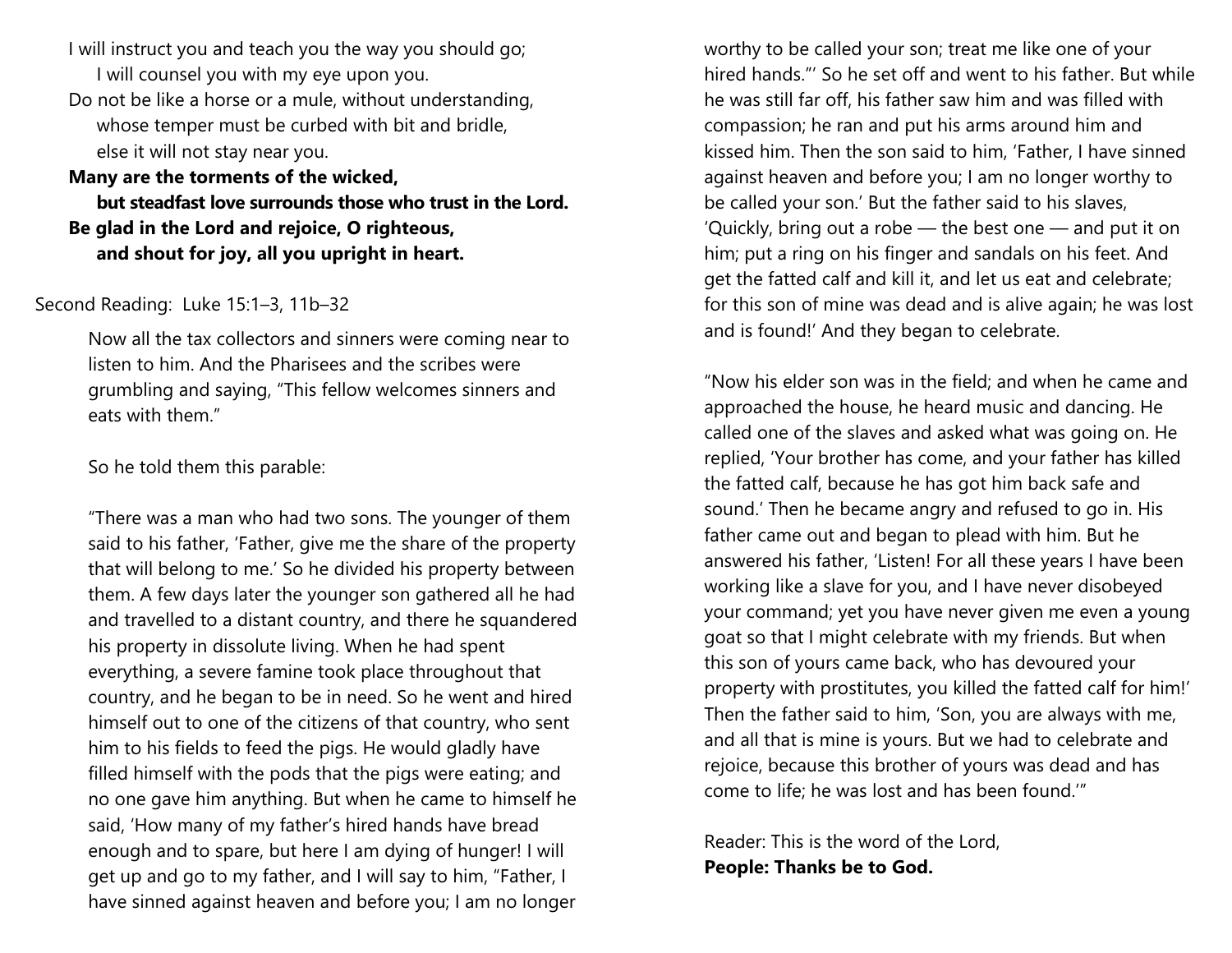I will instruct you and teach you the way you should go;
  I will counsel you with my eye upon you.
Do not be like a horse or a mule, without understanding,
  whose temper must be curbed with bit and bridle,
  else it will not stay near you.
**Many are the torments of the wicked,**
  **but steadfast love surrounds those who trust in the Lord.**
**Be glad in the Lord and rejoice, O righteous,**
  **and shout for joy, all you upright in heart.**

Second Reading: Luke 15:1–3, 11b–32

Now all the tax collectors and sinners were coming near to listen to him. And the Pharisees and the scribes were grumbling and saying, "This fellow welcomes sinners and eats with them."

So he told them this parable:

"There was a man who had two sons. The younger of them said to his father, 'Father, give me the share of the property that will belong to me.' So he divided his property between them. A few days later the younger son gathered all he had and travelled to a distant country, and there he squandered his property in dissolute living. When he had spent everything, a severe famine took place throughout that country, and he began to be in need. So he went and hired himself out to one of the citizens of that country, who sent him to his fields to feed the pigs. He would gladly have filled himself with the pods that the pigs were eating; and no one gave him anything. But when he came to himself he said, 'How many of my father's hired hands have bread enough and to spare, but here I am dying of hunger! I will get up and go to my father, and I will say to him, "Father, I have sinned against heaven and before you; I am no longer worthy to be called your son; treat me like one of your hired hands."' So he set off and went to his father. But while he was still far off, his father saw him and was filled with compassion; he ran and put his arms around him and kissed him. Then the son said to him, 'Father, I have sinned against heaven and before you; I am no longer worthy to be called your son.' But the father said to his slaves, 'Quickly, bring out a robe — the best one — and put it on him; put a ring on his finger and sandals on his feet. And get the fatted calf and kill it, and let us eat and celebrate; for this son of mine was dead and is alive again; he was lost and is found!' And they began to celebrate.

"Now his elder son was in the field; and when he came and approached the house, he heard music and dancing. He called one of the slaves and asked what was going on. He replied, 'Your brother has come, and your father has killed the fatted calf, because he has got him back safe and sound.' Then he became angry and refused to go in. His father came out and began to plead with him. But he answered his father, 'Listen! For all these years I have been working like a slave for you, and I have never disobeyed your command; yet you have never given me even a young goat so that I might celebrate with my friends. But when this son of yours came back, who has devoured your property with prostitutes, you killed the fatted calf for him!' Then the father said to him, 'Son, you are always with me, and all that is mine is yours. But we had to celebrate and rejoice, because this brother of yours was dead and has come to life; he was lost and has been found.'"

Reader: This is the word of the Lord,
**People: Thanks be to God.**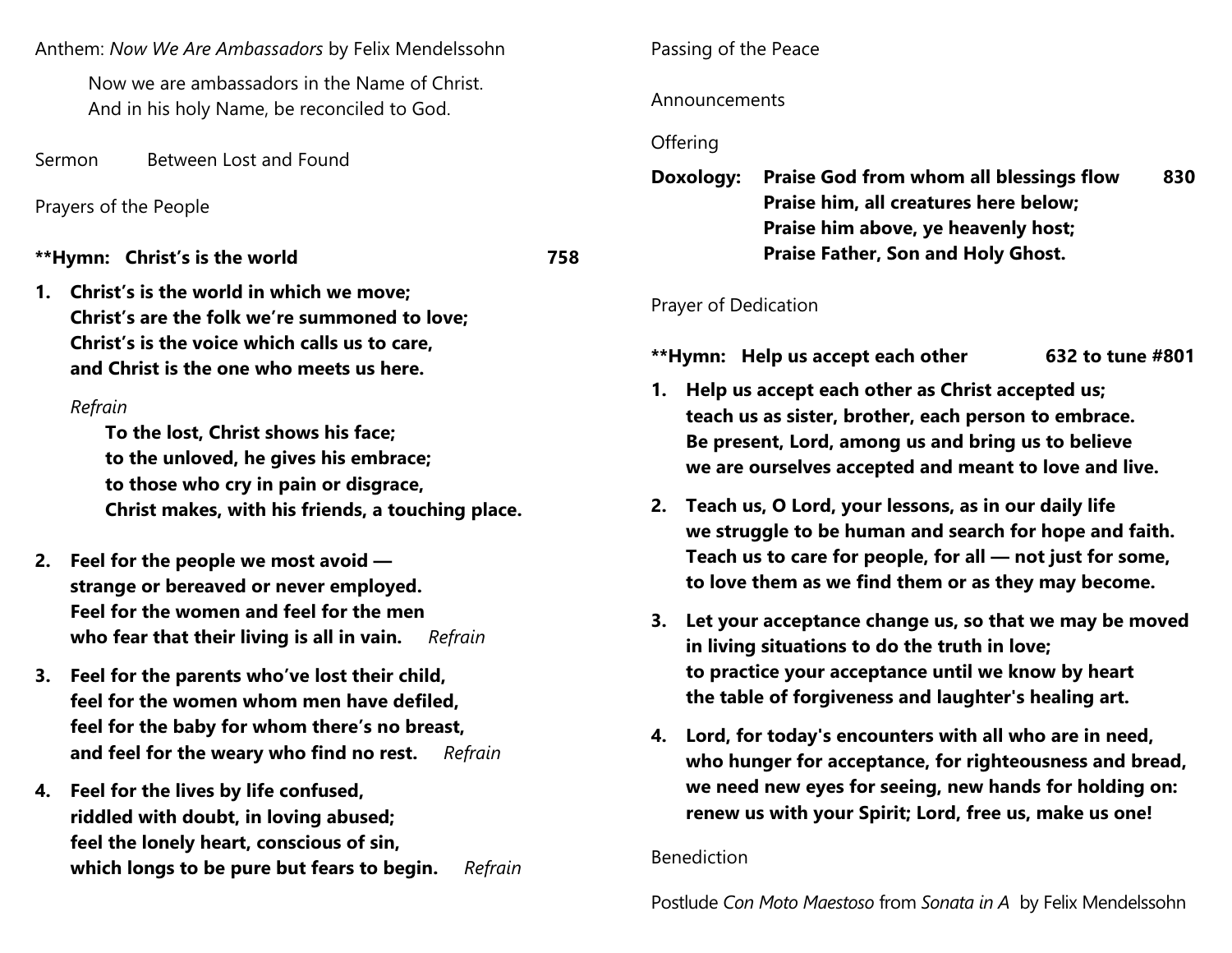Anthem: *Now We Are Ambassadors* by Felix Mendelssohn

> Now we are ambassadors in the Name of Christ.
> And in his holy Name, be reconciled to God.

Sermon Between Lost and Found

Prayers of the People

**\*\*Hymn: Christ's is the world 758**

1. **Christ's is the world in which we move;
Christ's are the folk we're summoned to love;
Christ's is the voice which calls us to care,
and Christ is the one who meets us here.**

   *Refrain*

   **To the lost, Christ shows his face;
   to the unloved, he gives his embrace;
   to those who cry in pain or disgrace,
   Christ makes, with his friends, a touching place.**

2. **Feel for the people we most avoid —
strange or bereaved or never employed.
Feel for the women and feel for the men
who fear that their living is all in vain.** *Refrain*

3. **Feel for the parents who've lost their child,
feel for the women whom men have defiled,
feel for the baby for whom there's no breast,
and feel for the weary who find no rest.** *Refrain*

4. **Feel for the lives by life confused,
riddled with doubt, in loving abused;
feel the lonely heart, conscious of sin,
which longs to be pure but fears to begin.** *Refrain*

Passing of the Peace

Announcements

Offering

**Doxology: Praise God from whom all blessings flow 830
Praise him, all creatures here below;
Praise him above, ye heavenly host;
Praise Father, Son and Holy Ghost.**

Prayer of Dedication

**\*\*Hymn: Help us accept each other 632 to tune #801**

1. **Help us accept each other as Christ accepted us;
teach us as sister, brother, each person to embrace.
Be present, Lord, among us and bring us to believe
we are ourselves accepted and meant to love and live.**

2. **Teach us, O Lord, your lessons, as in our daily life
we struggle to be human and search for hope and faith.
Teach us to care for people, for all — not just for some,
to love them as we find them or as they may become.**

3. **Let your acceptance change us, so that we may be moved
in living situations to do the truth in love;
to practice your acceptance until we know by heart
the table of forgiveness and laughter's healing art.**

4. **Lord, for today's encounters with all who are in need,
who hunger for acceptance, for righteousness and bread,
we need new eyes for seeing, new hands for holding on:
renew us with your Spirit; Lord, free us, make us one!**

Benediction

Postlude *Con Moto Maestoso* from *Sonata in A* by Felix Mendelssohn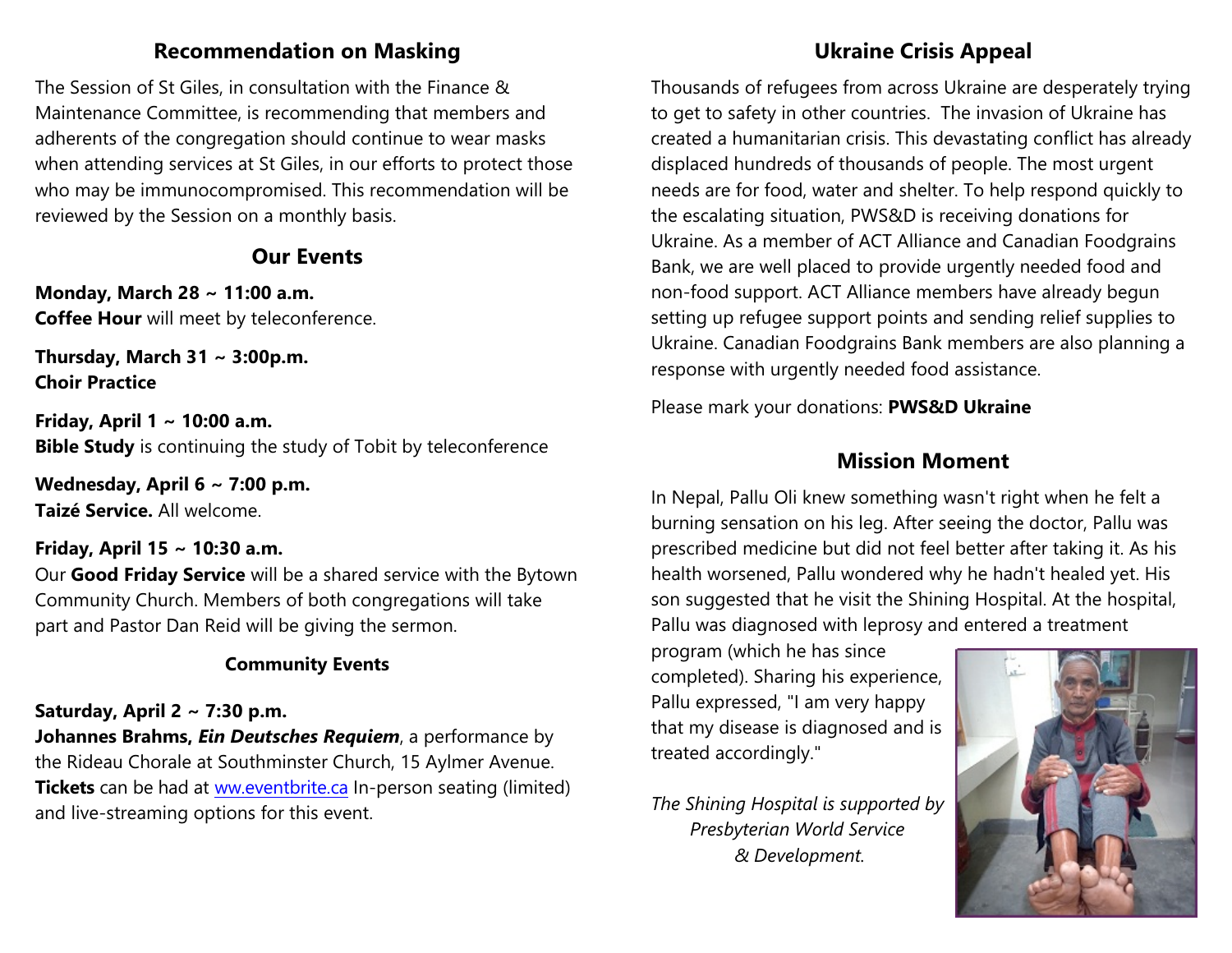## Recommendation on Masking

The Session of St Giles, in consultation with the Finance & Maintenance Committee, is recommending that members and adherents of the congregation should continue to wear masks when attending services at St Giles, in our efforts to protect those who may be immunocompromised. This recommendation will be reviewed by the Session on a monthly basis.

## Our Events

**Monday, March 28 ~ 11:00 a.m.**
**Coffee Hour** will meet by teleconference.

**Thursday, March 31 ~ 3:00p.m.**
**Choir Practice**

**Friday, April 1 ~ 10:00 a.m.**
**Bible Study** is continuing the study of Tobit by teleconference

**Wednesday, April 6 ~ 7:00 p.m.**
**Taizé Service.** All welcome.

**Friday, April 15 ~ 10:30 a.m.**
Our **Good Friday Service** will be a shared service with the Bytown Community Church. Members of both congregations will take part and Pastor Dan Reid will be giving the sermon.

### Community Events

**Saturday, April 2 ~ 7:30 p.m.**
**Johannes Brahms, *Ein Deutsches Requiem***, a performance by the Rideau Chorale at Southminster Church, 15 Aylmer Avenue. **Tickets** can be had at ww.eventbrite.ca In-person seating (limited) and live-streaming options for this event.

## Ukraine Crisis Appeal

Thousands of refugees from across Ukraine are desperately trying to get to safety in other countries. The invasion of Ukraine has created a humanitarian crisis. This devastating conflict has already displaced hundreds of thousands of people. The most urgent needs are for food, water and shelter. To help respond quickly to the escalating situation, PWS&D is receiving donations for Ukraine. As a member of ACT Alliance and Canadian Foodgrains Bank, we are well placed to provide urgently needed food and non-food support. ACT Alliance members have already begun setting up refugee support points and sending relief supplies to Ukraine. Canadian Foodgrains Bank members are also planning a response with urgently needed food assistance.

Please mark your donations: **PWS&D Ukraine**

## Mission Moment

In Nepal, Pallu Oli knew something wasn't right when he felt a burning sensation on his leg. After seeing the doctor, Pallu was prescribed medicine but did not feel better after taking it. As his health worsened, Pallu wondered why he hadn't healed yet. His son suggested that he visit the Shining Hospital. At the hospital, Pallu was diagnosed with leprosy and entered a treatment program (which he has since completed). Sharing his experience, Pallu expressed, "I am very happy that my disease is diagnosed and is treated accordingly."

*The Shining Hospital is supported by Presbyterian World Service & Development.*